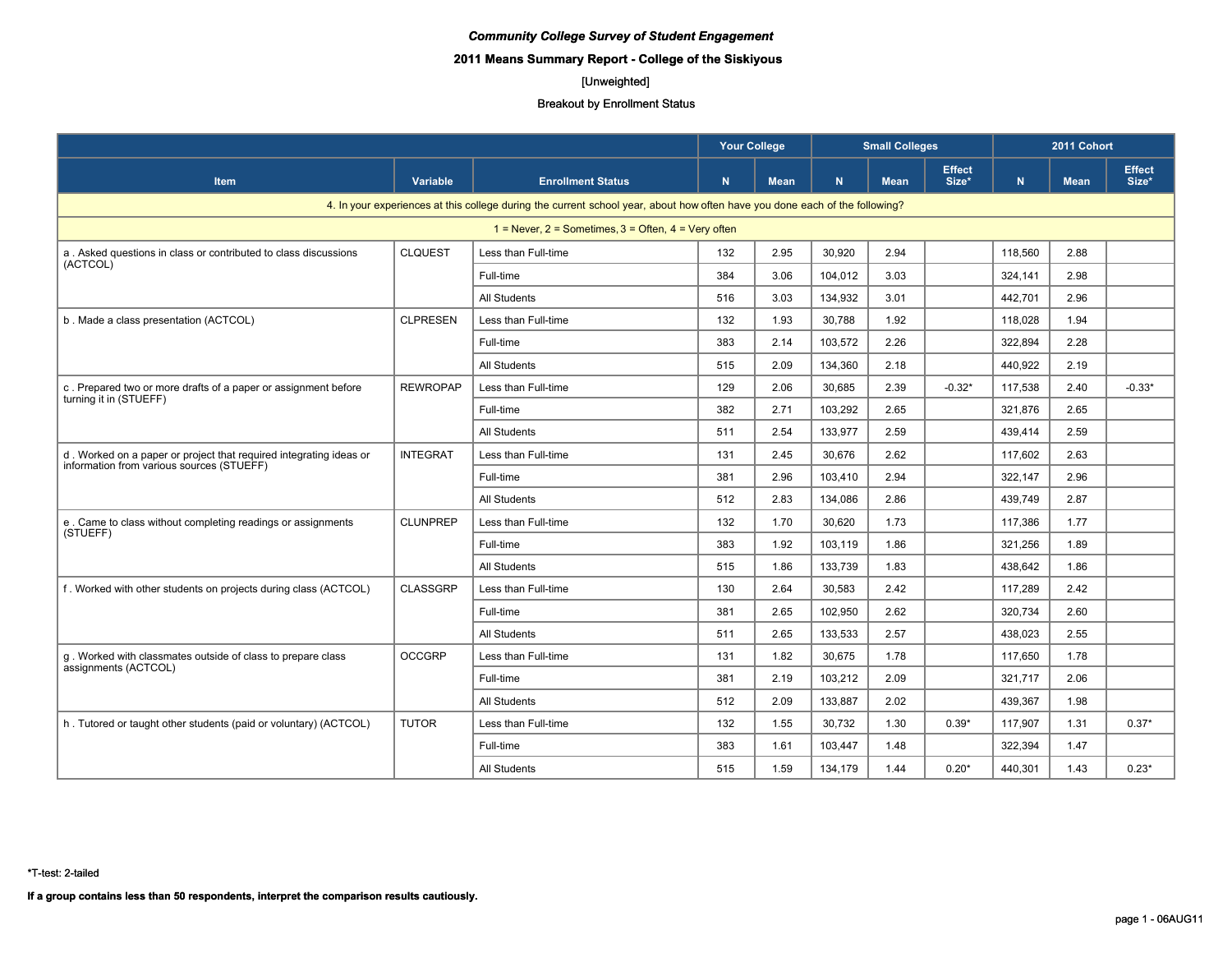*Community College Survey of Student Engagement*

**2011 Means Summary Report - College of the Siskiyous**

[Unweighted]

Breakout by Enrollment Status

| Item | Variable | Enrollment Status | Your College | | Small Colleges | | | 2011 Cohort | | |
|---|---|---|---|---|---|---|---|---|---|---|
| | | | N | Mean | N | Mean | Effect Size* | N | Mean | Effect Size* |
| 4. In your experiences at this college during the current school year, about how often have you done each of the following? | | | | | | | | | | |
| 1 = Never, 2 = Sometimes, 3 = Often, 4 = Very often | | | | | | | | | | |
| a . Asked questions in class or contributed to class discussions (ACTCOL) | CLQUEST | Less than Full-time | 132 | 2.95 | 30,920 | 2.94 | | 118,560 | 2.88 | |
| | | Full-time | 384 | 3.06 | 104,012 | 3.03 | | 324,141 | 2.98 | |
| | | All Students | 516 | 3.03 | 134,932 | 3.01 | | 442,701 | 2.96 | |
| b . Made a class presentation (ACTCOL) | CLPRESEN | Less than Full-time | 132 | 1.93 | 30,788 | 1.92 | | 118,028 | 1.94 | |
| | | Full-time | 383 | 2.14 | 103,572 | 2.26 | | 322,894 | 2.28 | |
| | | All Students | 515 | 2.09 | 134,360 | 2.18 | | 440,922 | 2.19 | |
| c . Prepared two or more drafts of a paper or assignment before turning it in (STUEFF) | REWROPAP | Less than Full-time | 129 | 2.06 | 30,685 | 2.39 | -0.32* | 117,538 | 2.40 | -0.33* |
| | | Full-time | 382 | 2.71 | 103,292 | 2.65 | | 321,876 | 2.65 | |
| | | All Students | 511 | 2.54 | 133,977 | 2.59 | | 439,414 | 2.59 | |
| d . Worked on a paper or project that required integrating ideas or information from various sources (STUEFF) | INTEGRAT | Less than Full-time | 131 | 2.45 | 30,676 | 2.62 | | 117,602 | 2.63 | |
| | | Full-time | 381 | 2.96 | 103,410 | 2.94 | | 322,147 | 2.96 | |
| | | All Students | 512 | 2.83 | 134,086 | 2.86 | | 439,749 | 2.87 | |
| e . Came to class without completing readings or assignments (STUEFF) | CLUNPREP | Less than Full-time | 132 | 1.70 | 30,620 | 1.73 | | 117,386 | 1.77 | |
| | | Full-time | 383 | 1.92 | 103,119 | 1.86 | | 321,256 | 1.89 | |
| | | All Students | 515 | 1.86 | 133,739 | 1.83 | | 438,642 | 1.86 | |
| f . Worked with other students on projects during class (ACTCOL) | CLASSGRP | Less than Full-time | 130 | 2.64 | 30,583 | 2.42 | | 117,289 | 2.42 | |
| | | Full-time | 381 | 2.65 | 102,950 | 2.62 | | 320,734 | 2.60 | |
| | | All Students | 511 | 2.65 | 133,533 | 2.57 | | 438,023 | 2.55 | |
| g . Worked with classmates outside of class to prepare class assignments (ACTCOL) | OCCGRP | Less than Full-time | 131 | 1.82 | 30,675 | 1.78 | | 117,650 | 1.78 | |
| | | Full-time | 381 | 2.19 | 103,212 | 2.09 | | 321,717 | 2.06 | |
| | | All Students | 512 | 2.09 | 133,887 | 2.02 | | 439,367 | 1.98 | |
| h . Tutored or taught other students (paid or voluntary) (ACTCOL) | TUTOR | Less than Full-time | 132 | 1.55 | 30,732 | 1.30 | 0.39* | 117,907 | 1.31 | 0.37* |
| | | Full-time | 383 | 1.61 | 103,447 | 1.48 | | 322,394 | 1.47 | |
| | | All Students | 515 | 1.59 | 134,179 | 1.44 | 0.20* | 440,301 | 1.43 | 0.23* |

*T-test: 2-tailed

**If a group contains less than 50 respondents, interpret the comparison results cautiously.**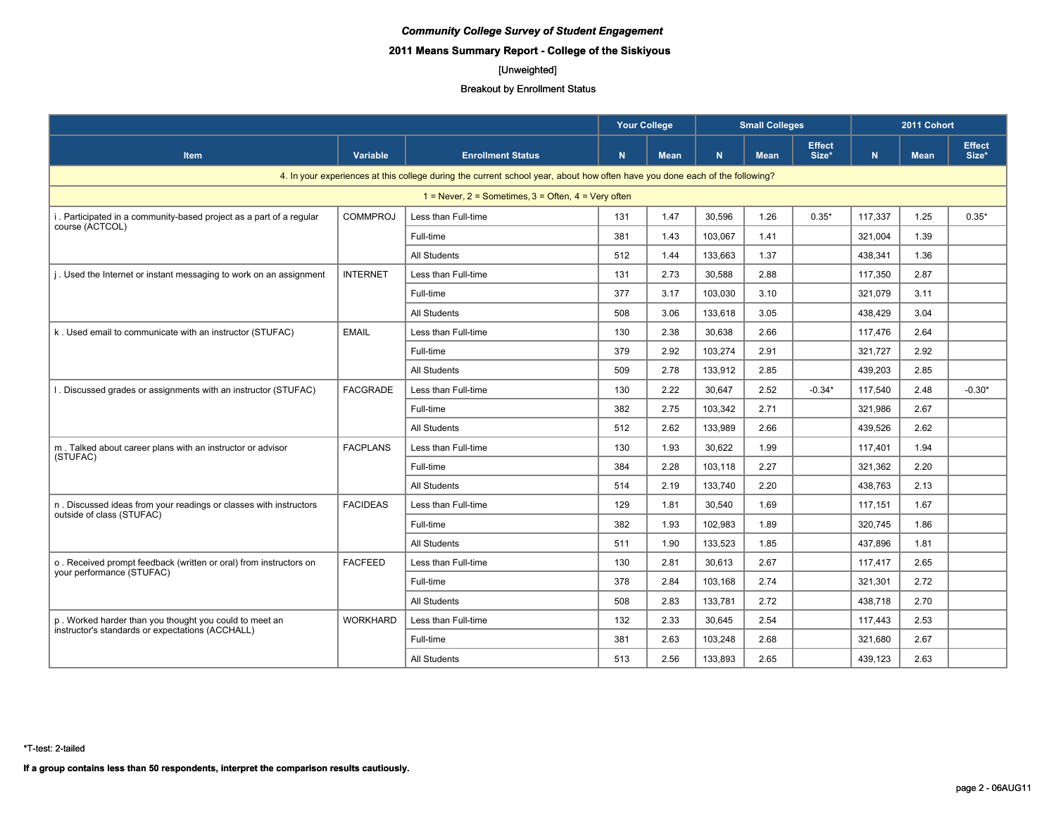*Community College Survey of Student Engagement*

**2011 Means Summary Report - College of the Siskiyous**

[Unweighted]

Breakout by Enrollment Status

| Item | Variable | Enrollment Status | Your College | | Small Colleges | | | 2011 Cohort | | |
|---|---|---|---|---|---|---|---|---|---|---|
| | | | N | Mean | N | Mean | Effect Size* | N | Mean | Effect Size* |
| 4. In your experiences at this college during the current school year, about how often have you done each of the following? | | | | | | | | | | |
| 1 = Never, 2 = Sometimes, 3 = Often, 4 = Very often | | | | | | | | | | |
| i . Participated in a community-based project as a part of a regular course (ACTCOL) | COMMPROJ | Less than Full-time | 131 | 1.47 | 30,596 | 1.26 | 0.35* | 117,337 | 1.25 | 0.35* |
| | | Full-time | 381 | 1.43 | 103,067 | 1.41 | | 321,004 | 1.39 | |
| | | All Students | 512 | 1.44 | 133,663 | 1.37 | | 438,341 | 1.36 | |
| j . Used the Internet or instant messaging to work on an assignment | INTERNET | Less than Full-time | 131 | 2.73 | 30,588 | 2.88 | | 117,350 | 2.87 | |
| | | Full-time | 377 | 3.17 | 103,030 | 3.10 | | 321,079 | 3.11 | |
| | | All Students | 508 | 3.06 | 133,618 | 3.05 | | 438,429 | 3.04 | |
| k . Used email to communicate with an instructor (STUFAC) | EMAIL | Less than Full-time | 130 | 2.38 | 30,638 | 2.66 | | 117,476 | 2.64 | |
| | | Full-time | 379 | 2.92 | 103,274 | 2.91 | | 321,727 | 2.92 | |
| | | All Students | 509 | 2.78 | 133,912 | 2.85 | | 439,203 | 2.85 | |
| l . Discussed grades or assignments with an instructor (STUFAC) | FACGRADE | Less than Full-time | 130 | 2.22 | 30,647 | 2.52 | -0.34* | 117,540 | 2.48 | -0.30* |
| | | Full-time | 382 | 2.75 | 103,342 | 2.71 | | 321,986 | 2.67 | |
| | | All Students | 512 | 2.62 | 133,989 | 2.66 | | 439,526 | 2.62 | |
| m . Talked about career plans with an instructor or advisor (STUFAC) | FACPLANS | Less than Full-time | 130 | 1.93 | 30,622 | 1.99 | | 117,401 | 1.94 | |
| | | Full-time | 384 | 2.28 | 103,118 | 2.27 | | 321,362 | 2.20 | |
| | | All Students | 514 | 2.19 | 133,740 | 2.20 | | 438,763 | 2.13 | |
| n . Discussed ideas from your readings or classes with instructors outside of class (STUFAC) | FACIDEAS | Less than Full-time | 129 | 1.81 | 30,540 | 1.69 | | 117,151 | 1.67 | |
| | | Full-time | 382 | 1.93 | 102,983 | 1.89 | | 320,745 | 1.86 | |
| | | All Students | 511 | 1.90 | 133,523 | 1.85 | | 437,896 | 1.81 | |
| o . Received prompt feedback (written or oral) from instructors on your performance (STUFAC) | FACFEED | Less than Full-time | 130 | 2.81 | 30,613 | 2.67 | | 117,417 | 2.65 | |
| | | Full-time | 378 | 2.84 | 103,168 | 2.74 | | 321,301 | 2.72 | |
| | | All Students | 508 | 2.83 | 133,781 | 2.72 | | 438,718 | 2.70 | |
| p . Worked harder than you thought you could to meet an instructor's standards or expectations (ACCHALL) | WORKHARD | Less than Full-time | 132 | 2.33 | 30,645 | 2.54 | | 117,443 | 2.53 | |
| | | Full-time | 381 | 2.63 | 103,248 | 2.68 | | 321,680 | 2.67 | |
| | | All Students | 513 | 2.56 | 133,893 | 2.65 | | 439,123 | 2.63 | |

*T-test: 2-tailed

**If a group contains less than 50 respondents, interpret the comparison results cautiously.**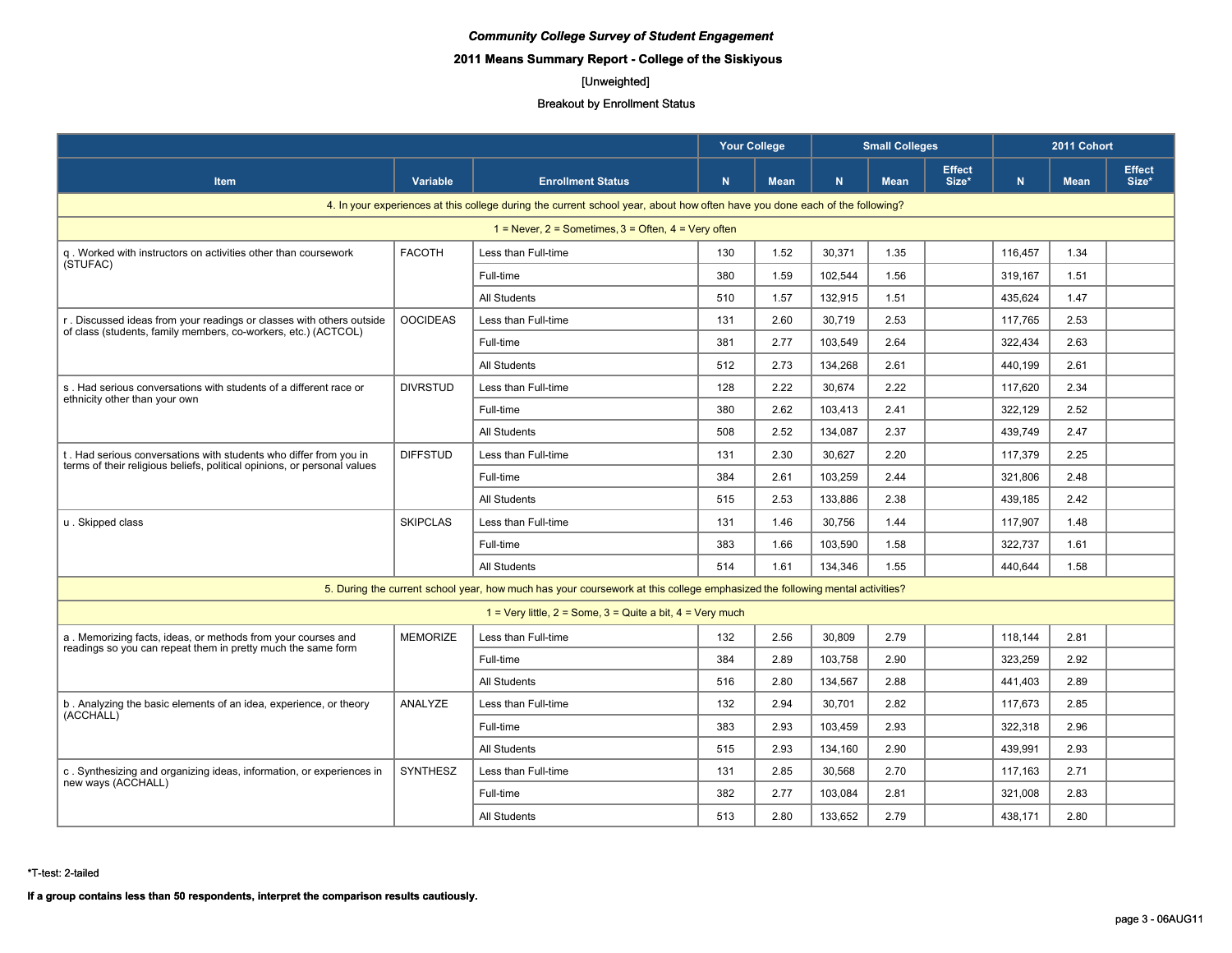*Community College Survey of Student Engagement*

**2011 Means Summary Report - College of the Siskiyous**

[Unweighted]

Breakout by Enrollment Status

| Item | Variable | Enrollment Status | Your College | | Small Colleges | | | 2011 Cohort | | |
|---|---|---|---|---|---|---|---|---|---|---|
| | | | N | Mean | N | Mean | Effect Size* | N | Mean | Effect Size* |
| **4. In your experiences at this college during the current school year, about how often have you done each of the following?** | | | | | | | | | | |
| 1 = Never, 2 = Sometimes, 3 = Often, 4 = Very often | | | | | | | | | | |
| q . Worked with instructors on activities other than coursework (STUFAC) | FACOTH | Less than Full-time | 130 | 1.52 | 30,371 | 1.35 | | 116,457 | 1.34 | |
| | | Full-time | 380 | 1.59 | 102,544 | 1.56 | | 319,167 | 1.51 | |
| | | All Students | 510 | 1.57 | 132,915 | 1.51 | | 435,624 | 1.47 | |
| r . Discussed ideas from your readings or classes with others outside of class (students, family members, co-workers, etc.) (ACTCOL) | OOCIDEAS | Less than Full-time | 131 | 2.60 | 30,719 | 2.53 | | 117,765 | 2.53 | |
| | | Full-time | 381 | 2.77 | 103,549 | 2.64 | | 322,434 | 2.63 | |
| | | All Students | 512 | 2.73 | 134,268 | 2.61 | | 440,199 | 2.61 | |
| s . Had serious conversations with students of a different race or ethnicity other than your own | DIVRSTUD | Less than Full-time | 128 | 2.22 | 30,674 | 2.22 | | 117,620 | 2.34 | |
| | | Full-time | 380 | 2.62 | 103,413 | 2.41 | | 322,129 | 2.52 | |
| | | All Students | 508 | 2.52 | 134,087 | 2.37 | | 439,749 | 2.47 | |
| t . Had serious conversations with students who differ from you in terms of their religious beliefs, political opinions, or personal values | DIFFSTUD | Less than Full-time | 131 | 2.30 | 30,627 | 2.20 | | 117,379 | 2.25 | |
| | | Full-time | 384 | 2.61 | 103,259 | 2.44 | | 321,806 | 2.48 | |
| | | All Students | 515 | 2.53 | 133,886 | 2.38 | | 439,185 | 2.42 | |
| u . Skipped class | SKIPCLAS | Less than Full-time | 131 | 1.46 | 30,756 | 1.44 | | 117,907 | 1.48 | |
| | | Full-time | 383 | 1.66 | 103,590 | 1.58 | | 322,737 | 1.61 | |
| | | All Students | 514 | 1.61 | 134,346 | 1.55 | | 440,644 | 1.58 | |
| **5. During the current school year, how much has your coursework at this college emphasized the following mental activities?** | | | | | | | | | | |
| 1 = Very little, 2 = Some, 3 = Quite a bit, 4 = Very much | | | | | | | | | | |
| a . Memorizing facts, ideas, or methods from your courses and readings so you can repeat them in pretty much the same form | MEMORIZE | Less than Full-time | 132 | 2.56 | 30,809 | 2.79 | | 118,144 | 2.81 | |
| | | Full-time | 384 | 2.89 | 103,758 | 2.90 | | 323,259 | 2.92 | |
| | | All Students | 516 | 2.80 | 134,567 | 2.88 | | 441,403 | 2.89 | |
| b . Analyzing the basic elements of an idea, experience, or theory (ACCHALL) | ANALYZE | Less than Full-time | 132 | 2.94 | 30,701 | 2.82 | | 117,673 | 2.85 | |
| | | Full-time | 383 | 2.93 | 103,459 | 2.93 | | 322,318 | 2.96 | |
| | | All Students | 515 | 2.93 | 134,160 | 2.90 | | 439,991 | 2.93 | |
| c . Synthesizing and organizing ideas, information, or experiences in new ways (ACCHALL) | SYNTHESZ | Less than Full-time | 131 | 2.85 | 30,568 | 2.70 | | 117,163 | 2.71 | |
| | | Full-time | 382 | 2.77 | 103,084 | 2.81 | | 321,008 | 2.83 | |
| | | All Students | 513 | 2.80 | 133,652 | 2.79 | | 438,171 | 2.80 | |

*T-test: 2-tailed

**If a group contains less than 50 respondents, interpret the comparison results cautiously.**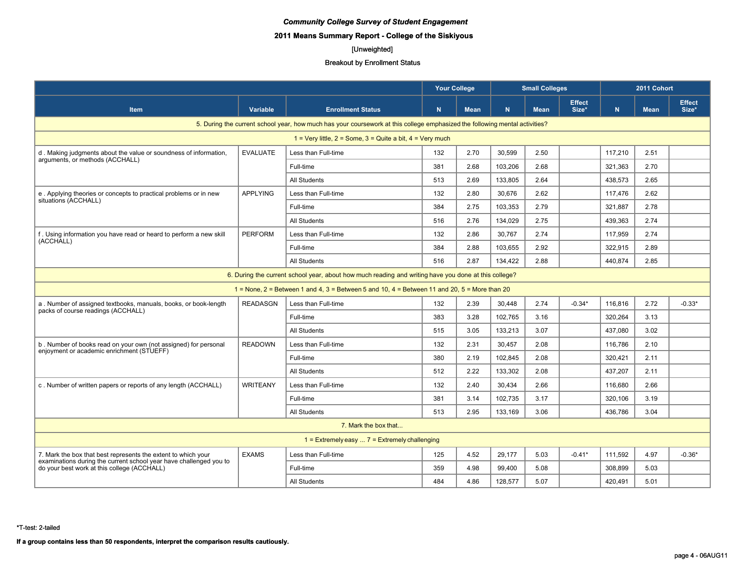*Community College Survey of Student Engagement*

**2011 Means Summary Report - College of the Siskiyous**

[Unweighted]

Breakout by Enrollment Status

| Item | Variable | Enrollment Status | Your College | | Small Colleges | | | 2011 Cohort | | |
|---|---|---|---|---|---|---|---|---|---|---|
| | | | N | Mean | N | Mean | Effect Size* | N | Mean | Effect Size* |
| 5. During the current school year, how much has your coursework at this college emphasized the following mental activities? | | | | | | | | | | |
| 1 = Very little, 2 = Some, 3 = Quite a bit, 4 = Very much | | | | | | | | | | |
| d . Making judgments about the value or soundness of information, arguments, or methods (ACCHALL) | EVALUATE | Less than Full-time | 132 | 2.70 | 30,599 | 2.50 | | 117,210 | 2.51 | |
| | | Full-time | 381 | 2.68 | 103,206 | 2.68 | | 321,363 | 2.70 | |
| | | All Students | 513 | 2.69 | 133,805 | 2.64 | | 438,573 | 2.65 | |
| e . Applying theories or concepts to practical problems or in new situations (ACCHALL) | APPLYING | Less than Full-time | 132 | 2.80 | 30,676 | 2.62 | | 117,476 | 2.62 | |
| | | Full-time | 384 | 2.75 | 103,353 | 2.79 | | 321,887 | 2.78 | |
| | | All Students | 516 | 2.76 | 134,029 | 2.75 | | 439,363 | 2.74 | |
| f . Using information you have read or heard to perform a new skill (ACCHALL) | PERFORM | Less than Full-time | 132 | 2.86 | 30,767 | 2.74 | | 117,959 | 2.74 | |
| | | Full-time | 384 | 2.88 | 103,655 | 2.92 | | 322,915 | 2.89 | |
| | | All Students | 516 | 2.87 | 134,422 | 2.88 | | 440,874 | 2.85 | |
| 6. During the current school year, about how much reading and writing have you done at this college? | | | | | | | | | | |
| 1 = None, 2 = Between 1 and 4, 3 = Between 5 and 10, 4 = Between 11 and 20, 5 = More than 20 | | | | | | | | | | |
| a . Number of assigned textbooks, manuals, books, or book-length packs of course readings (ACCHALL) | READASGN | Less than Full-time | 132 | 2.39 | 30,448 | 2.74 | -0.34* | 116,816 | 2.72 | -0.33* |
| | | Full-time | 383 | 3.28 | 102,765 | 3.16 | | 320,264 | 3.13 | |
| | | All Students | 515 | 3.05 | 133,213 | 3.07 | | 437,080 | 3.02 | |
| b . Number of books read on your own (not assigned) for personal enjoyment or academic enrichment (STUEFF) | READOWN | Less than Full-time | 132 | 2.31 | 30,457 | 2.08 | | 116,786 | 2.10 | |
| | | Full-time | 380 | 2.19 | 102,845 | 2.08 | | 320,421 | 2.11 | |
| | | All Students | 512 | 2.22 | 133,302 | 2.08 | | 437,207 | 2.11 | |
| c . Number of written papers or reports of any length (ACCHALL) | WRITEANY | Less than Full-time | 132 | 2.40 | 30,434 | 2.66 | | 116,680 | 2.66 | |
| | | Full-time | 381 | 3.14 | 102,735 | 3.17 | | 320,106 | 3.19 | |
| | | All Students | 513 | 2.95 | 133,169 | 3.06 | | 436,786 | 3.04 | |
| 7. Mark the box that... | | | | | | | | | | |
| 1 = Extremely easy ... 7 = Extremely challenging | | | | | | | | | | |
| 7. Mark the box that best represents the extent to which your examinations during the current school year have challenged you to do your best work at this college (ACCHALL) | EXAMS | Less than Full-time | 125 | 4.52 | 29,177 | 5.03 | -0.41* | 111,592 | 4.97 | -0.36* |
| | | Full-time | 359 | 4.98 | 99,400 | 5.08 | | 308,899 | 5.03 | |
| | | All Students | 484 | 4.86 | 128,577 | 5.07 | | 420,491 | 5.01 | |

*T-test: 2-tailed

**If a group contains less than 50 respondents, interpret the comparison results cautiously.**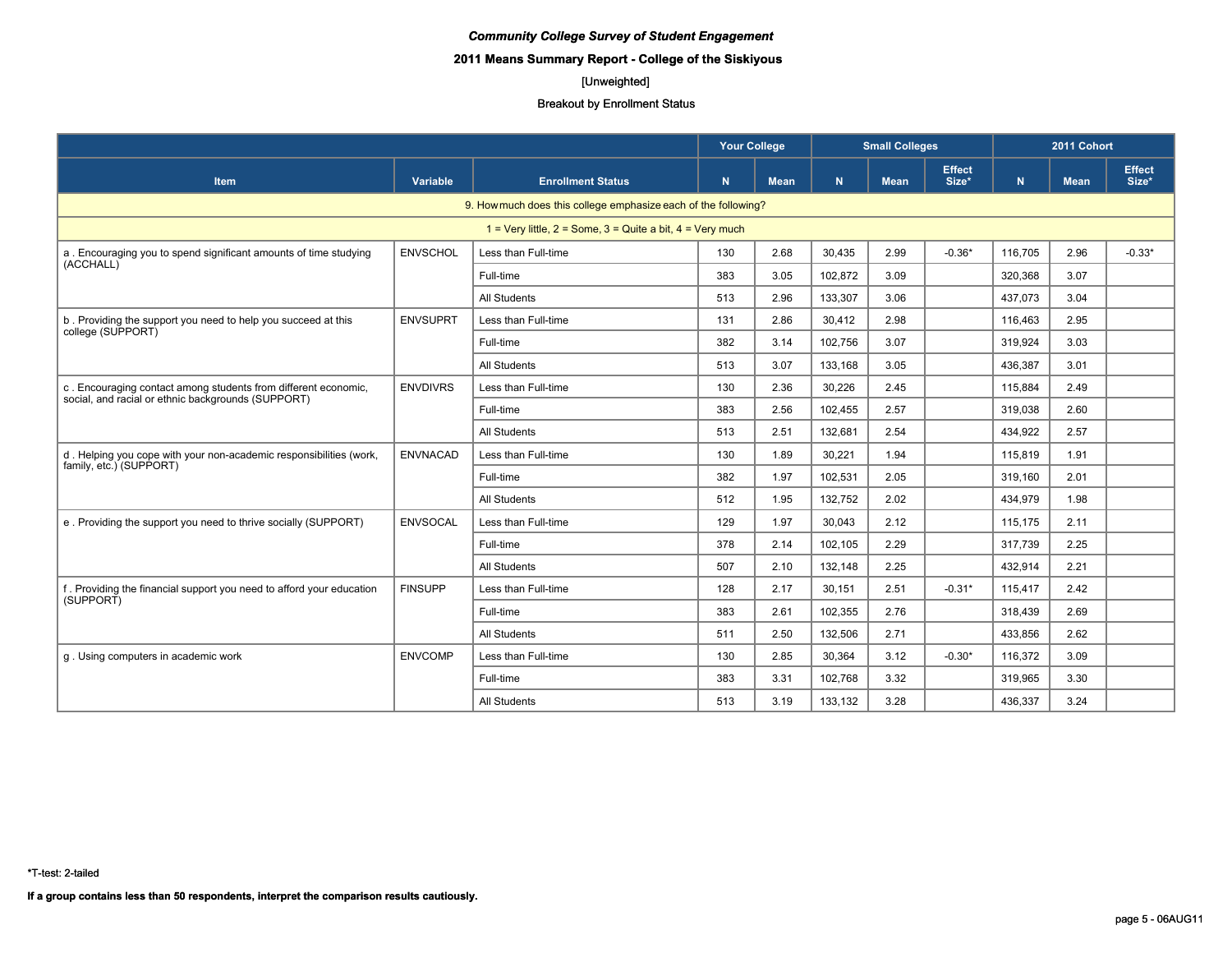*Community College Survey of Student Engagement*

**2011 Means Summary Report - College of the Siskiyous**

[Unweighted]

Breakout by Enrollment Status

| Item | Variable | Enrollment Status | Your College | | Small Colleges | | | 2011 Cohort | | |
|---|---|---|---|---|---|---|---|---|---|---|
| | | | N | Mean | N | Mean | Effect Size* | N | Mean | Effect Size* |
| 9. How much does this college emphasize each of the following? | | | | | | | | | | |
| 1 = Very little, 2 = Some, 3 = Quite a bit, 4 = Very much | | | | | | | | | | |
| a . Encouraging you to spend significant amounts of time studying (ACCHALL) | ENVSCHOL | Less than Full-time | 130 | 2.68 | 30,435 | 2.99 | -0.36* | 116,705 | 2.96 | -0.33* |
| | | Full-time | 383 | 3.05 | 102,872 | 3.09 | | 320,368 | 3.07 | |
| | | All Students | 513 | 2.96 | 133,307 | 3.06 | | 437,073 | 3.04 | |
| b . Providing the support you need to help you succeed at this college (SUPPORT) | ENVSUPRT | Less than Full-time | 131 | 2.86 | 30,412 | 2.98 | | 116,463 | 2.95 | |
| | | Full-time | 382 | 3.14 | 102,756 | 3.07 | | 319,924 | 3.03 | |
| | | All Students | 513 | 3.07 | 133,168 | 3.05 | | 436,387 | 3.01 | |
| c . Encouraging contact among students from different economic, social, and racial or ethnic backgrounds (SUPPORT) | ENVDIVRS | Less than Full-time | 130 | 2.36 | 30,226 | 2.45 | | 115,884 | 2.49 | |
| | | Full-time | 383 | 2.56 | 102,455 | 2.57 | | 319,038 | 2.60 | |
| | | All Students | 513 | 2.51 | 132,681 | 2.54 | | 434,922 | 2.57 | |
| d . Helping you cope with your non-academic responsibilities (work, family, etc.) (SUPPORT) | ENVNACAD | Less than Full-time | 130 | 1.89 | 30,221 | 1.94 | | 115,819 | 1.91 | |
| | | Full-time | 382 | 1.97 | 102,531 | 2.05 | | 319,160 | 2.01 | |
| | | All Students | 512 | 1.95 | 132,752 | 2.02 | | 434,979 | 1.98 | |
| e . Providing the support you need to thrive socially (SUPPORT) | ENVSOCAL | Less than Full-time | 129 | 1.97 | 30,043 | 2.12 | | 115,175 | 2.11 | |
| | | Full-time | 378 | 2.14 | 102,105 | 2.29 | | 317,739 | 2.25 | |
| | | All Students | 507 | 2.10 | 132,148 | 2.25 | | 432,914 | 2.21 | |
| f . Providing the financial support you need to afford your education (SUPPORT) | FINSUPP | Less than Full-time | 128 | 2.17 | 30,151 | 2.51 | -0.31* | 115,417 | 2.42 | |
| | | Full-time | 383 | 2.61 | 102,355 | 2.76 | | 318,439 | 2.69 | |
| | | All Students | 511 | 2.50 | 132,506 | 2.71 | | 433,856 | 2.62 | |
| g . Using computers in academic work | ENVCOMP | Less than Full-time | 130 | 2.85 | 30,364 | 3.12 | -0.30* | 116,372 | 3.09 | |
| | | Full-time | 383 | 3.31 | 102,768 | 3.32 | | 319,965 | 3.30 | |
| | | All Students | 513 | 3.19 | 133,132 | 3.28 | | 436,337 | 3.24 | |

*T-test: 2-tailed

**If a group contains less than 50 respondents, interpret the comparison results cautiously.**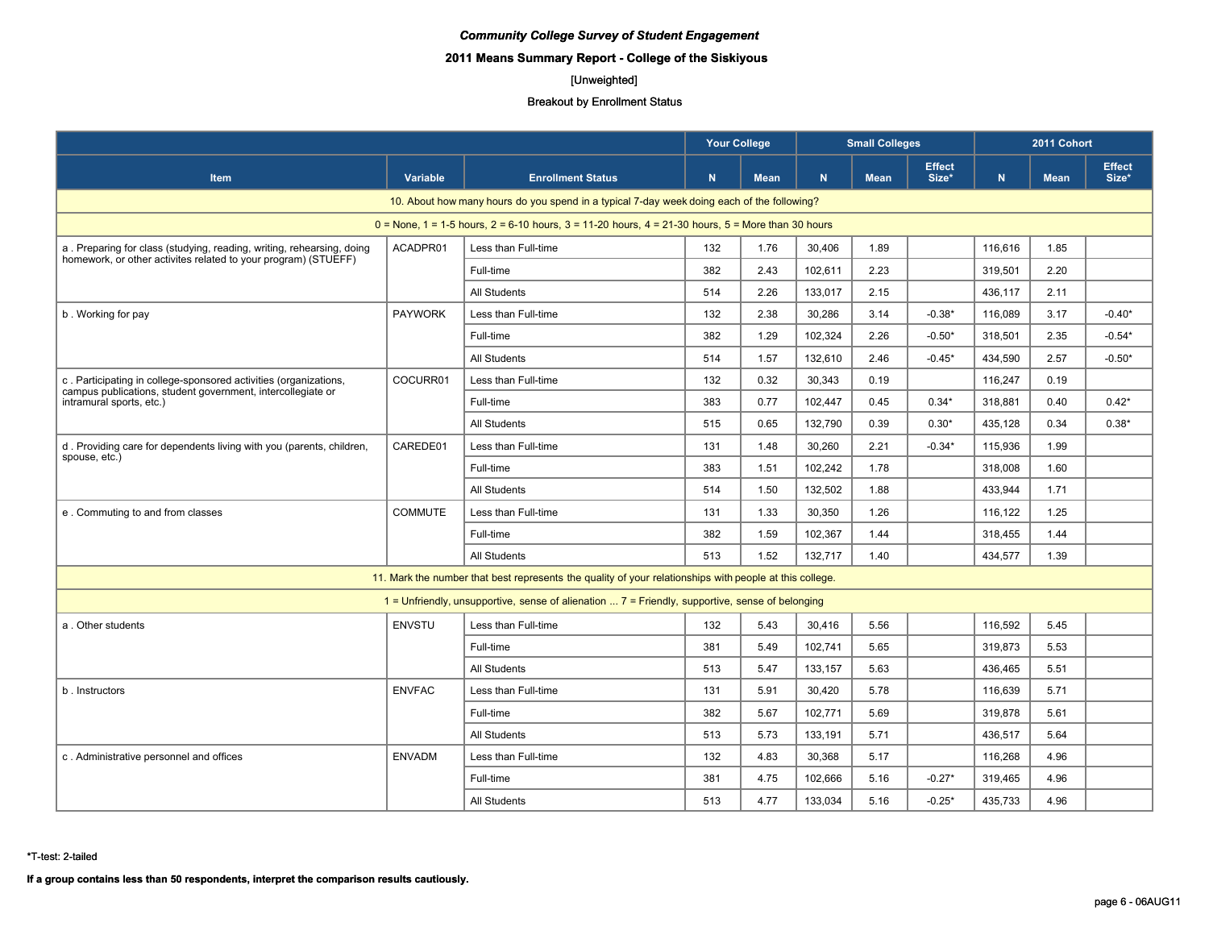*Community College Survey of Student Engagement*

**2011 Means Summary Report - College of the Siskiyous**

[Unweighted]

Breakout by Enrollment Status

| | | | Your College | | Small Colleges | | | 2011 Cohort | | |
|---|---|---|---|---|---|---|---|---|---|---|
| Item | Variable | Enrollment Status | N | Mean | N | Mean | Effect Size* | N | Mean | Effect Size* |
| 10. About how many hours do you spend in a typical 7-day week doing each of the following? | | | | | | | | | | |
| 0 = None, 1 = 1-5 hours, 2 = 6-10 hours, 3 = 11-20 hours, 4 = 21-30 hours, 5 = More than 30 hours | | | | | | | | | | |
| a . Preparing for class (studying, reading, writing, rehearsing, doing homework, or other activites related to your program) (STUEFF) | ACADPR01 | Less than Full-time | 132 | 1.76 | 30,406 | 1.89 | | 116,616 | 1.85 | |
| | | Full-time | 382 | 2.43 | 102,611 | 2.23 | | 319,501 | 2.20 | |
| | | All Students | 514 | 2.26 | 133,017 | 2.15 | | 436,117 | 2.11 | |
| b . Working for pay | PAYWORK | Less than Full-time | 132 | 2.38 | 30,286 | 3.14 | -0.38* | 116,089 | 3.17 | -0.40* |
| | | Full-time | 382 | 1.29 | 102,324 | 2.26 | -0.50* | 318,501 | 2.35 | -0.54* |
| | | All Students | 514 | 1.57 | 132,610 | 2.46 | -0.45* | 434,590 | 2.57 | -0.50* |
| c . Participating in college-sponsored activities (organizations, campus publications, student government, intercollegiate or intramural sports, etc.) | COCURR01 | Less than Full-time | 132 | 0.32 | 30,343 | 0.19 | | 116,247 | 0.19 | |
| | | Full-time | 383 | 0.77 | 102,447 | 0.45 | 0.34* | 318,881 | 0.40 | 0.42* |
| | | All Students | 515 | 0.65 | 132,790 | 0.39 | 0.30* | 435,128 | 0.34 | 0.38* |
| d . Providing care for dependents living with you (parents, children, spouse, etc.) | CAREDE01 | Less than Full-time | 131 | 1.48 | 30,260 | 2.21 | -0.34* | 115,936 | 1.99 | |
| | | Full-time | 383 | 1.51 | 102,242 | 1.78 | | 318,008 | 1.60 | |
| | | All Students | 514 | 1.50 | 132,502 | 1.88 | | 433,944 | 1.71 | |
| e . Commuting to and from classes | COMMUTE | Less than Full-time | 131 | 1.33 | 30,350 | 1.26 | | 116,122 | 1.25 | |
| | | Full-time | 382 | 1.59 | 102,367 | 1.44 | | 318,455 | 1.44 | |
| | | All Students | 513 | 1.52 | 132,717 | 1.40 | | 434,577 | 1.39 | |
| 11. Mark the number that best represents the quality of your relationships with people at this college. | | | | | | | | | | |
| 1 = Unfriendly, unsupportive, sense of alienation ... 7 = Friendly, supportive, sense of belonging | | | | | | | | | | |
| a . Other students | ENVSTU | Less than Full-time | 132 | 5.43 | 30,416 | 5.56 | | 116,592 | 5.45 | |
| | | Full-time | 381 | 5.49 | 102,741 | 5.65 | | 319,873 | 5.53 | |
| | | All Students | 513 | 5.47 | 133,157 | 5.63 | | 436,465 | 5.51 | |
| b . Instructors | ENVFAC | Less than Full-time | 131 | 5.91 | 30,420 | 5.78 | | 116,639 | 5.71 | |
| | | Full-time | 382 | 5.67 | 102,771 | 5.69 | | 319,878 | 5.61 | |
| | | All Students | 513 | 5.73 | 133,191 | 5.71 | | 436,517 | 5.64 | |
| c . Administrative personnel and offices | ENVADM | Less than Full-time | 132 | 4.83 | 30,368 | 5.17 | | 116,268 | 4.96 | |
| | | Full-time | 381 | 4.75 | 102,666 | 5.16 | -0.27* | 319,465 | 4.96 | |
| | | All Students | 513 | 4.77 | 133,034 | 5.16 | -0.25* | 435,733 | 4.96 | |

*T-test: 2-tailed

**If a group contains less than 50 respondents, interpret the comparison results cautiously.**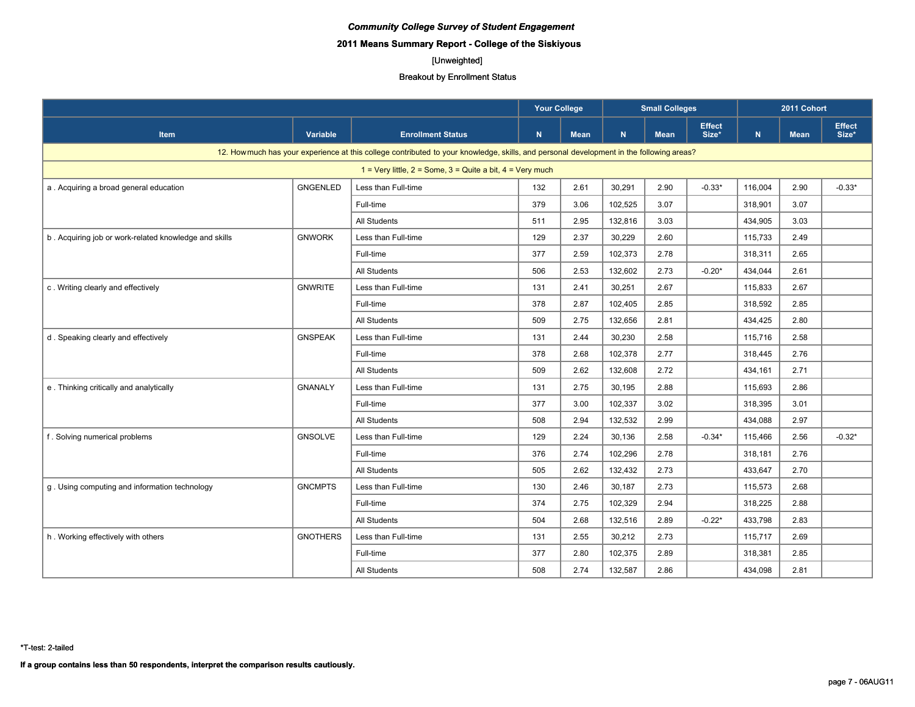*Community College Survey of Student Engagement*

**2011 Means Summary Report - College of the Siskiyous**

[Unweighted]

Breakout by Enrollment Status

| Item | Variable | Enrollment Status | Your College | | Small Colleges | | | 2011 Cohort | | |
|---|---|---|---|---|---|---|---|---|---|---|
| | | | N | Mean | N | Mean | Effect Size* | N | Mean | Effect Size* |
| 12. How much has your experience at this college contributed to your knowledge, skills, and personal development in the following areas? | | | | | | | | | | |
| 1 = Very little, 2 = Some, 3 = Quite a bit, 4 = Very much | | | | | | | | | | |
| a . Acquiring a broad general education | GNGENLED | Less than Full-time | 132 | 2.61 | 30,291 | 2.90 | -0.33* | 116,004 | 2.90 | -0.33* |
| | | Full-time | 379 | 3.06 | 102,525 | 3.07 | | 318,901 | 3.07 | |
| | | All Students | 511 | 2.95 | 132,816 | 3.03 | | 434,905 | 3.03 | |
| b . Acquiring job or work-related knowledge and skills | GNWORK | Less than Full-time | 129 | 2.37 | 30,229 | 2.60 | | 115,733 | 2.49 | |
| | | Full-time | 377 | 2.59 | 102,373 | 2.78 | | 318,311 | 2.65 | |
| | | All Students | 506 | 2.53 | 132,602 | 2.73 | -0.20* | 434,044 | 2.61 | |
| c . Writing clearly and effectively | GNWRITE | Less than Full-time | 131 | 2.41 | 30,251 | 2.67 | | 115,833 | 2.67 | |
| | | Full-time | 378 | 2.87 | 102,405 | 2.85 | | 318,592 | 2.85 | |
| | | All Students | 509 | 2.75 | 132,656 | 2.81 | | 434,425 | 2.80 | |
| d . Speaking clearly and effectively | GNSPEAK | Less than Full-time | 131 | 2.44 | 30,230 | 2.58 | | 115,716 | 2.58 | |
| | | Full-time | 378 | 2.68 | 102,378 | 2.77 | | 318,445 | 2.76 | |
| | | All Students | 509 | 2.62 | 132,608 | 2.72 | | 434,161 | 2.71 | |
| e . Thinking critically and analytically | GNANALY | Less than Full-time | 131 | 2.75 | 30,195 | 2.88 | | 115,693 | 2.86 | |
| | | Full-time | 377 | 3.00 | 102,337 | 3.02 | | 318,395 | 3.01 | |
| | | All Students | 508 | 2.94 | 132,532 | 2.99 | | 434,088 | 2.97 | |
| f . Solving numerical problems | GNSOLVE | Less than Full-time | 129 | 2.24 | 30,136 | 2.58 | -0.34* | 115,466 | 2.56 | -0.32* |
| | | Full-time | 376 | 2.74 | 102,296 | 2.78 | | 318,181 | 2.76 | |
| | | All Students | 505 | 2.62 | 132,432 | 2.73 | | 433,647 | 2.70 | |
| g . Using computing and information technology | GNCMPTS | Less than Full-time | 130 | 2.46 | 30,187 | 2.73 | | 115,573 | 2.68 | |
| | | Full-time | 374 | 2.75 | 102,329 | 2.94 | | 318,225 | 2.88 | |
| | | All Students | 504 | 2.68 | 132,516 | 2.89 | -0.22* | 433,798 | 2.83 | |
| h . Working effectively with others | GNOTHERS | Less than Full-time | 131 | 2.55 | 30,212 | 2.73 | | 115,717 | 2.69 | |
| | | Full-time | 377 | 2.80 | 102,375 | 2.89 | | 318,381 | 2.85 | |
| | | All Students | 508 | 2.74 | 132,587 | 2.86 | | 434,098 | 2.81 | |

*T-test: 2-tailed

**If a group contains less than 50 respondents, interpret the comparison results cautiously.**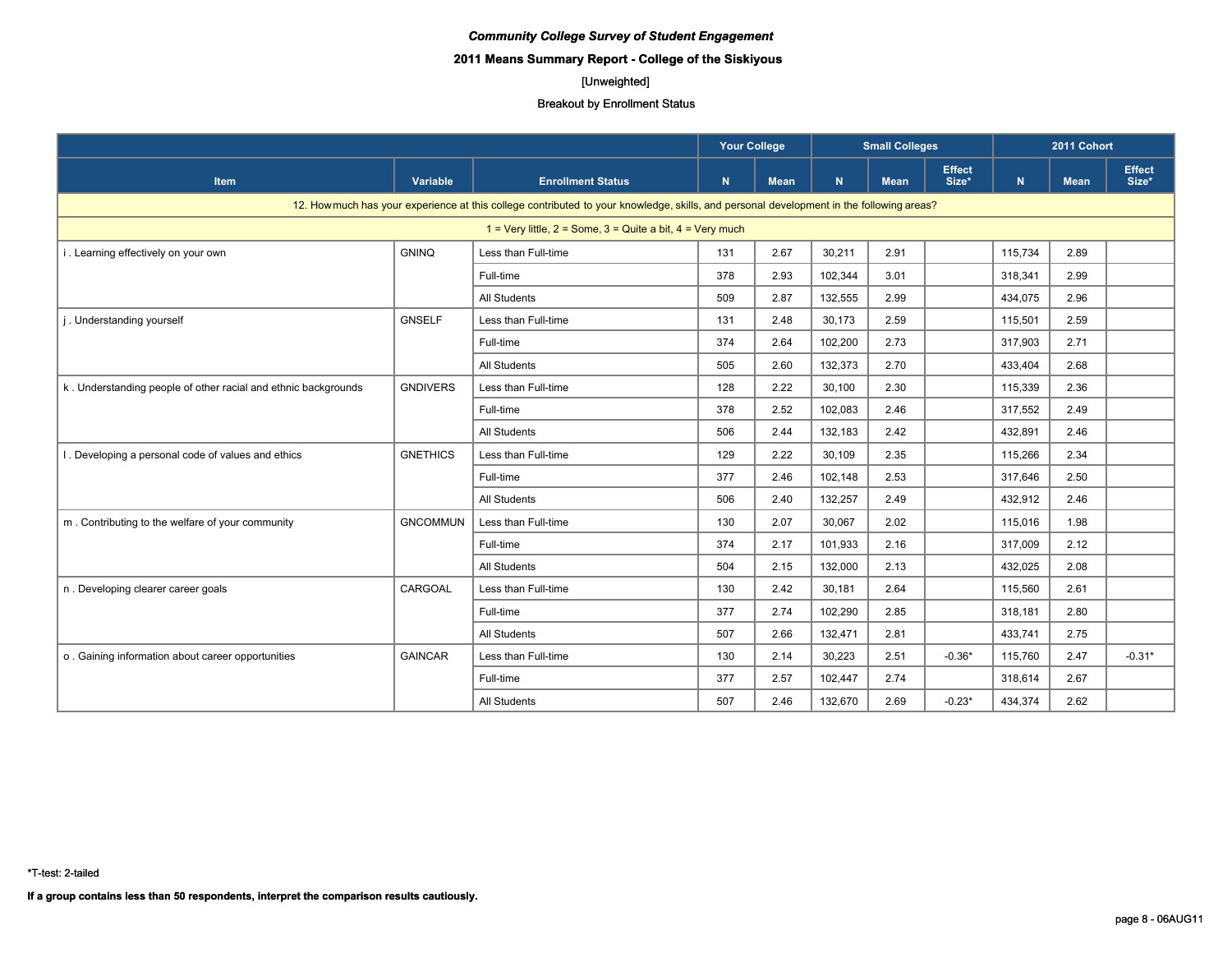*Community College Survey of Student Engagement*

**2011 Means Summary Report - College of the Siskiyous**

[Unweighted]

Breakout by Enrollment Status

| Item | Variable | Enrollment Status | Your College | | Small Colleges | | | 2011 Cohort | | |
|---|---|---|---|---|---|---|---|---|---|---|
| | | | N | Mean | N | Mean | Effect Size* | N | Mean | Effect Size* |
| 12. How much has your experience at this college contributed to your knowledge, skills, and personal development in the following areas? | | | | | | | | | | |
| 1 = Very little, 2 = Some, 3 = Quite a bit, 4 = Very much | | | | | | | | | | |
| i . Learning effectively on your own | GNINQ | Less than Full-time | 131 | 2.67 | 30,211 | 2.91 | | 115,734 | 2.89 | |
| | | Full-time | 378 | 2.93 | 102,344 | 3.01 | | 318,341 | 2.99 | |
| | | All Students | 509 | 2.87 | 132,555 | 2.99 | | 434,075 | 2.96 | |
| j . Understanding yourself | GNSELF | Less than Full-time | 131 | 2.48 | 30,173 | 2.59 | | 115,501 | 2.59 | |
| | | Full-time | 374 | 2.64 | 102,200 | 2.73 | | 317,903 | 2.71 | |
| | | All Students | 505 | 2.60 | 132,373 | 2.70 | | 433,404 | 2.68 | |
| k . Understanding people of other racial and ethnic backgrounds | GNDIVERS | Less than Full-time | 128 | 2.22 | 30,100 | 2.30 | | 115,339 | 2.36 | |
| | | Full-time | 378 | 2.52 | 102,083 | 2.46 | | 317,552 | 2.49 | |
| | | All Students | 506 | 2.44 | 132,183 | 2.42 | | 432,891 | 2.46 | |
| l . Developing a personal code of values and ethics | GNETHICS | Less than Full-time | 129 | 2.22 | 30,109 | 2.35 | | 115,266 | 2.34 | |
| | | Full-time | 377 | 2.46 | 102,148 | 2.53 | | 317,646 | 2.50 | |
| | | All Students | 506 | 2.40 | 132,257 | 2.49 | | 432,912 | 2.46 | |
| m . Contributing to the welfare of your community | GNCOMMUN | Less than Full-time | 130 | 2.07 | 30,067 | 2.02 | | 115,016 | 1.98 | |
| | | Full-time | 374 | 2.17 | 101,933 | 2.16 | | 317,009 | 2.12 | |
| | | All Students | 504 | 2.15 | 132,000 | 2.13 | | 432,025 | 2.08 | |
| n . Developing clearer career goals | CARGOAL | Less than Full-time | 130 | 2.42 | 30,181 | 2.64 | | 115,560 | 2.61 | |
| | | Full-time | 377 | 2.74 | 102,290 | 2.85 | | 318,181 | 2.80 | |
| | | All Students | 507 | 2.66 | 132,471 | 2.81 | | 433,741 | 2.75 | |
| o . Gaining information about career opportunities | GAINCAR | Less than Full-time | 130 | 2.14 | 30,223 | 2.51 | -0.36* | 115,760 | 2.47 | -0.31* |
| | | Full-time | 377 | 2.57 | 102,447 | 2.74 | | 318,614 | 2.67 | |
| | | All Students | 507 | 2.46 | 132,670 | 2.69 | -0.23* | 434,374 | 2.62 | |

*T-test: 2-tailed

**If a group contains less than 50 respondents, interpret the comparison results cautiously.**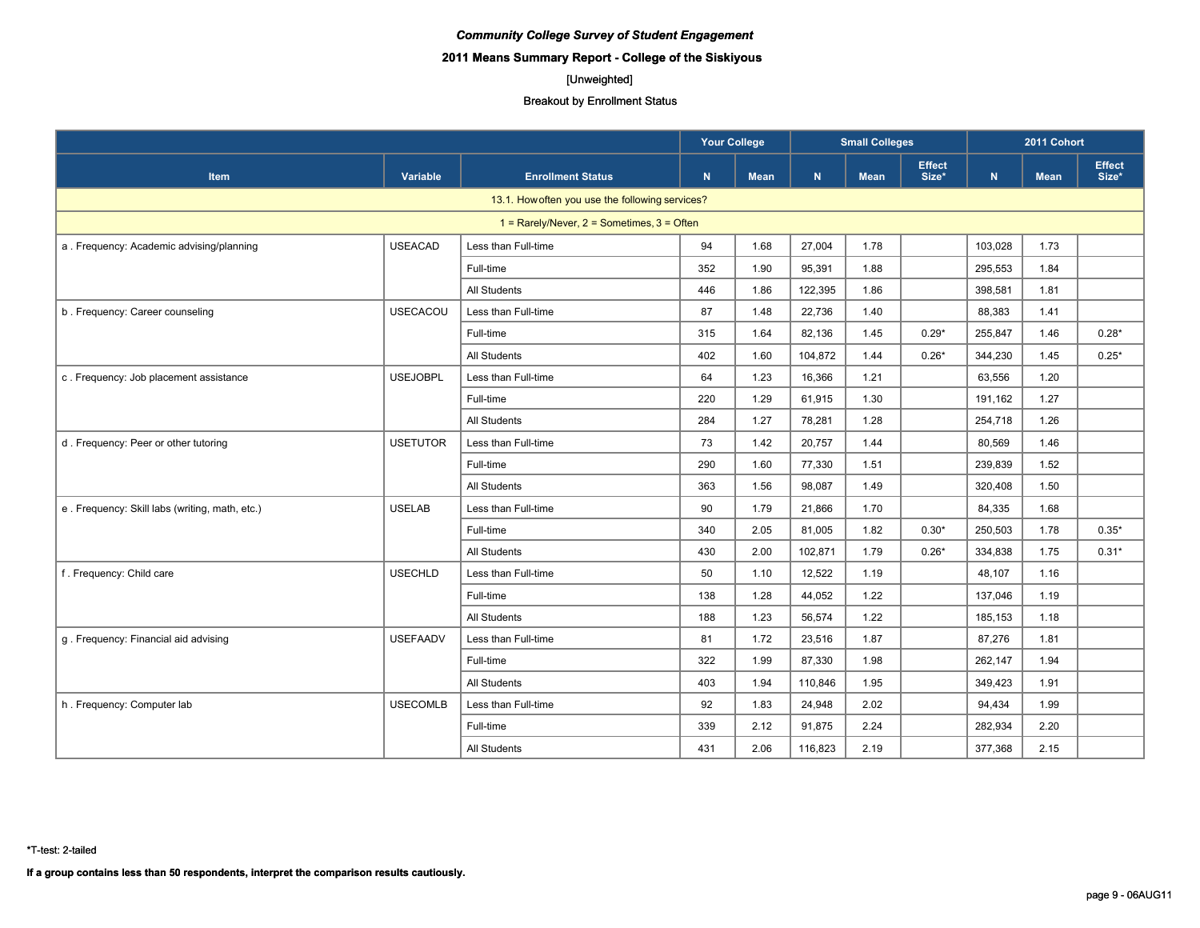*Community College Survey of Student Engagement*

**2011 Means Summary Report - College of the Siskiyous**

[Unweighted]

Breakout by Enrollment Status

| Item | Variable | Enrollment Status | Your College | | Small Colleges | | | 2011 Cohort | | |
|---|---|---|---|---|---|---|---|---|---|---|
| | | | N | Mean | N | Mean | Effect Size* | N | Mean | Effect Size* |
| 13.1. How often you use the following services? | | | | | | | | | | |
| 1 = Rarely/Never, 2 = Sometimes, 3 = Often | | | | | | | | | | |
| a . Frequency: Academic advising/planning | USEACAD | Less than Full-time | 94 | 1.68 | 27,004 | 1.78 | | 103,028 | 1.73 | |
| | | Full-time | 352 | 1.90 | 95,391 | 1.88 | | 295,553 | 1.84 | |
| | | All Students | 446 | 1.86 | 122,395 | 1.86 | | 398,581 | 1.81 | |
| b . Frequency: Career counseling | USECACOU | Less than Full-time | 87 | 1.48 | 22,736 | 1.40 | | 88,383 | 1.41 | |
| | | Full-time | 315 | 1.64 | 82,136 | 1.45 | 0.29* | 255,847 | 1.46 | 0.28* |
| | | All Students | 402 | 1.60 | 104,872 | 1.44 | 0.26* | 344,230 | 1.45 | 0.25* |
| c . Frequency: Job placement assistance | USEJOBPL | Less than Full-time | 64 | 1.23 | 16,366 | 1.21 | | 63,556 | 1.20 | |
| | | Full-time | 220 | 1.29 | 61,915 | 1.30 | | 191,162 | 1.27 | |
| | | All Students | 284 | 1.27 | 78,281 | 1.28 | | 254,718 | 1.26 | |
| d . Frequency: Peer or other tutoring | USETUTOR | Less than Full-time | 73 | 1.42 | 20,757 | 1.44 | | 80,569 | 1.46 | |
| | | Full-time | 290 | 1.60 | 77,330 | 1.51 | | 239,839 | 1.52 | |
| | | All Students | 363 | 1.56 | 98,087 | 1.49 | | 320,408 | 1.50 | |
| e . Frequency: Skill labs (writing, math, etc.) | USELAB | Less than Full-time | 90 | 1.79 | 21,866 | 1.70 | | 84,335 | 1.68 | |
| | | Full-time | 340 | 2.05 | 81,005 | 1.82 | 0.30* | 250,503 | 1.78 | 0.35* |
| | | All Students | 430 | 2.00 | 102,871 | 1.79 | 0.26* | 334,838 | 1.75 | 0.31* |
| f . Frequency: Child care | USECHLD | Less than Full-time | 50 | 1.10 | 12,522 | 1.19 | | 48,107 | 1.16 | |
| | | Full-time | 138 | 1.28 | 44,052 | 1.22 | | 137,046 | 1.19 | |
| | | All Students | 188 | 1.23 | 56,574 | 1.22 | | 185,153 | 1.18 | |
| g . Frequency: Financial aid advising | USEFAADV | Less than Full-time | 81 | 1.72 | 23,516 | 1.87 | | 87,276 | 1.81 | |
| | | Full-time | 322 | 1.99 | 87,330 | 1.98 | | 262,147 | 1.94 | |
| | | All Students | 403 | 1.94 | 110,846 | 1.95 | | 349,423 | 1.91 | |
| h . Frequency: Computer lab | USECOMLB | Less than Full-time | 92 | 1.83 | 24,948 | 2.02 | | 94,434 | 1.99 | |
| | | Full-time | 339 | 2.12 | 91,875 | 2.24 | | 282,934 | 2.20 | |
| | | All Students | 431 | 2.06 | 116,823 | 2.19 | | 377,368 | 2.15 | |

*T-test: 2-tailed

**If a group contains less than 50 respondents, interpret the comparison results cautiously.**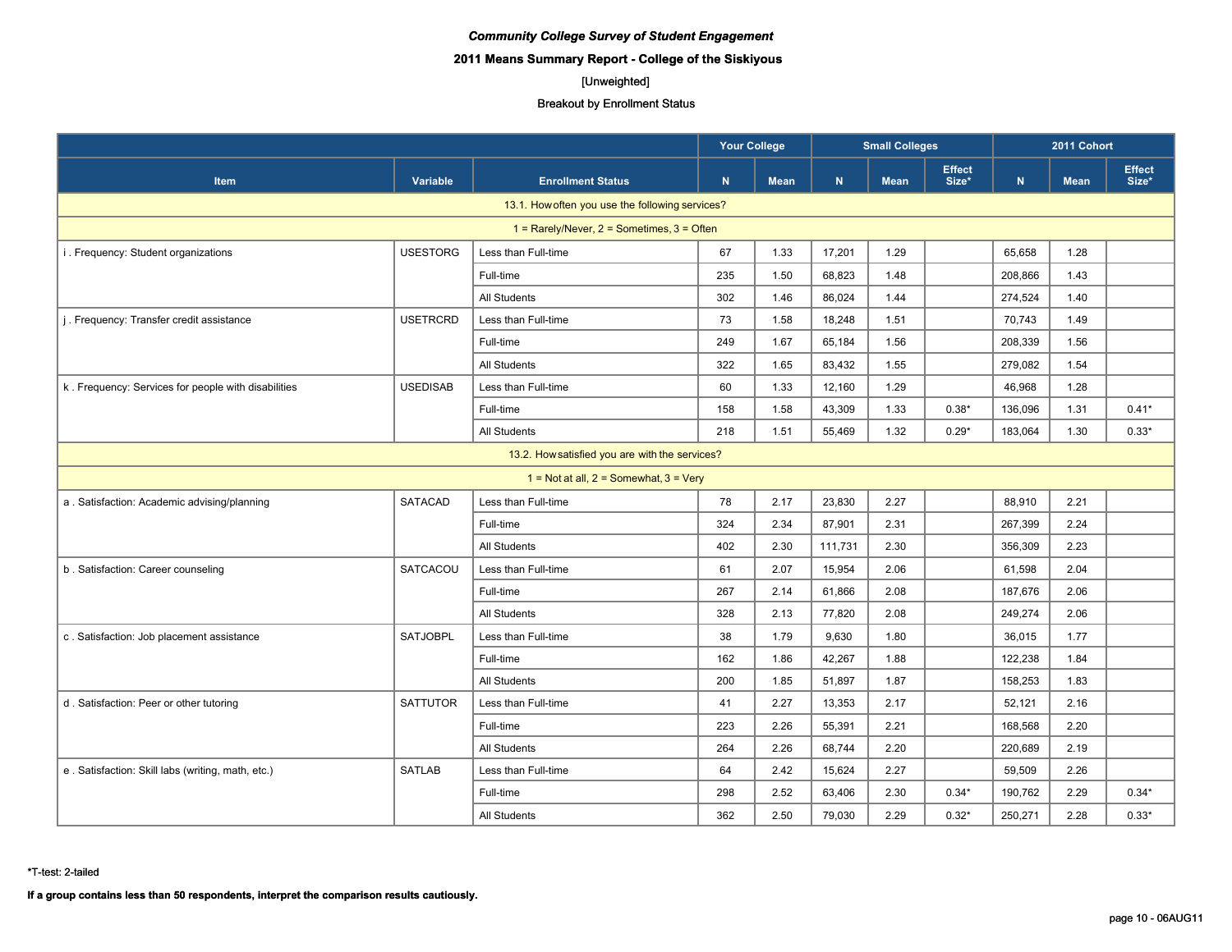*Community College Survey of Student Engagement*

**2011 Means Summary Report - College of the Siskiyous**

[Unweighted]

Breakout by Enrollment Status

| Item | Variable | Enrollment Status | Your College | | Small Colleges | | | 2011 Cohort | | |
|---|---|---|---|---|---|---|---|---|---|---|
| | | | N | Mean | N | Mean | Effect Size* | N | Mean | Effect Size* |
| 13.1. How often you use the following services? | | | | | | | | | | |
| 1 = Rarely/Never, 2 = Sometimes, 3 = Often | | | | | | | | | | |
| i . Frequency: Student organizations | USESTORG | Less than Full-time | 67 | 1.33 | 17,201 | 1.29 | | 65,658 | 1.28 | |
| | | Full-time | 235 | 1.50 | 68,823 | 1.48 | | 208,866 | 1.43 | |
| | | All Students | 302 | 1.46 | 86,024 | 1.44 | | 274,524 | 1.40 | |
| j . Frequency: Transfer credit assistance | USETRCRD | Less than Full-time | 73 | 1.58 | 18,248 | 1.51 | | 70,743 | 1.49 | |
| | | Full-time | 249 | 1.67 | 65,184 | 1.56 | | 208,339 | 1.56 | |
| | | All Students | 322 | 1.65 | 83,432 | 1.55 | | 279,082 | 1.54 | |
| k . Frequency: Services for people with disabilities | USEDISAB | Less than Full-time | 60 | 1.33 | 12,160 | 1.29 | | 46,968 | 1.28 | |
| | | Full-time | 158 | 1.58 | 43,309 | 1.33 | 0.38* | 136,096 | 1.31 | 0.41* |
| | | All Students | 218 | 1.51 | 55,469 | 1.32 | 0.29* | 183,064 | 1.30 | 0.33* |
| 13.2. How satisfied you are with the services? | | | | | | | | | | |
| 1 = Not at all, 2 = Somewhat, 3 = Very | | | | | | | | | | |
| a . Satisfaction: Academic advising/planning | SATACAD | Less than Full-time | 78 | 2.17 | 23,830 | 2.27 | | 88,910 | 2.21 | |
| | | Full-time | 324 | 2.34 | 87,901 | 2.31 | | 267,399 | 2.24 | |
| | | All Students | 402 | 2.30 | 111,731 | 2.30 | | 356,309 | 2.23 | |
| b . Satisfaction: Career counseling | SATCACOU | Less than Full-time | 61 | 2.07 | 15,954 | 2.06 | | 61,598 | 2.04 | |
| | | Full-time | 267 | 2.14 | 61,866 | 2.08 | | 187,676 | 2.06 | |
| | | All Students | 328 | 2.13 | 77,820 | 2.08 | | 249,274 | 2.06 | |
| c . Satisfaction: Job placement assistance | SATJOBPL | Less than Full-time | 38 | 1.79 | 9,630 | 1.80 | | 36,015 | 1.77 | |
| | | Full-time | 162 | 1.86 | 42,267 | 1.88 | | 122,238 | 1.84 | |
| | | All Students | 200 | 1.85 | 51,897 | 1.87 | | 158,253 | 1.83 | |
| d . Satisfaction: Peer or other tutoring | SATTUTOR | Less than Full-time | 41 | 2.27 | 13,353 | 2.17 | | 52,121 | 2.16 | |
| | | Full-time | 223 | 2.26 | 55,391 | 2.21 | | 168,568 | 2.20 | |
| | | All Students | 264 | 2.26 | 68,744 | 2.20 | | 220,689 | 2.19 | |
| e . Satisfaction: Skill labs (writing, math, etc.) | SATLAB | Less than Full-time | 64 | 2.42 | 15,624 | 2.27 | | 59,509 | 2.26 | |
| | | Full-time | 298 | 2.52 | 63,406 | 2.30 | 0.34* | 190,762 | 2.29 | 0.34* |
| | | All Students | 362 | 2.50 | 79,030 | 2.29 | 0.32* | 250,271 | 2.28 | 0.33* |

*T-test: 2-tailed

**If a group contains less than 50 respondents, interpret the comparison results cautiously.**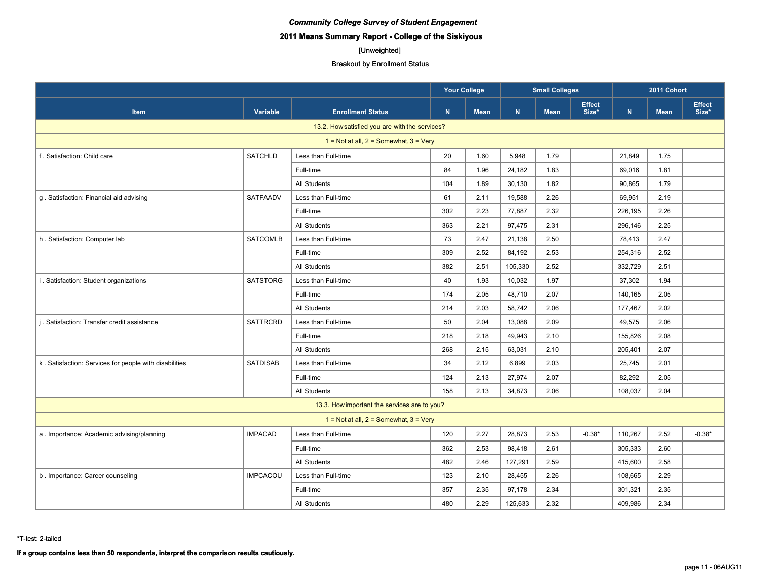*Community College Survey of Student Engagement*

**2011 Means Summary Report - College of the Siskiyous**

[Unweighted]

Breakout by Enrollment Status

| | | | Your College | | Small Colleges | | | 2011 Cohort | | |
|---|---|---|---|---|---|---|---|---|---|---|
| **Item** | **Variable** | **Enrollment Status** | **N** | **Mean** | **N** | **Mean** | **Effect Size*** | **N** | **Mean** | **Effect Size*** |
| 13.2. How satisfied you are with the services? | | | | | | | | | | |
| 1 = Not at all, 2 = Somewhat, 3 = Very | | | | | | | | | | |
| f . Satisfaction: Child care | SATCHLD | Less than Full-time | 20 | 1.60 | 5,948 | 1.79 | | 21,849 | 1.75 | |
| | | Full-time | 84 | 1.96 | 24,182 | 1.83 | | 69,016 | 1.81 | |
| | | All Students | 104 | 1.89 | 30,130 | 1.82 | | 90,865 | 1.79 | |
| g . Satisfaction: Financial aid advising | SATFAADV | Less than Full-time | 61 | 2.11 | 19,588 | 2.26 | | 69,951 | 2.19 | |
| | | Full-time | 302 | 2.23 | 77,887 | 2.32 | | 226,195 | 2.26 | |
| | | All Students | 363 | 2.21 | 97,475 | 2.31 | | 296,146 | 2.25 | |
| h . Satisfaction: Computer lab | SATCOMLB | Less than Full-time | 73 | 2.47 | 21,138 | 2.50 | | 78,413 | 2.47 | |
| | | Full-time | 309 | 2.52 | 84,192 | 2.53 | | 254,316 | 2.52 | |
| | | All Students | 382 | 2.51 | 105,330 | 2.52 | | 332,729 | 2.51 | |
| i . Satisfaction: Student organizations | SATSTORG | Less than Full-time | 40 | 1.93 | 10,032 | 1.97 | | 37,302 | 1.94 | |
| | | Full-time | 174 | 2.05 | 48,710 | 2.07 | | 140,165 | 2.05 | |
| | | All Students | 214 | 2.03 | 58,742 | 2.06 | | 177,467 | 2.02 | |
| j . Satisfaction: Transfer credit assistance | SATTRCRD | Less than Full-time | 50 | 2.04 | 13,088 | 2.09 | | 49,575 | 2.06 | |
| | | Full-time | 218 | 2.18 | 49,943 | 2.10 | | 155,826 | 2.08 | |
| | | All Students | 268 | 2.15 | 63,031 | 2.10 | | 205,401 | 2.07 | |
| k . Satisfaction: Services for people with disabilities | SATDISAB | Less than Full-time | 34 | 2.12 | 6,899 | 2.03 | | 25,745 | 2.01 | |
| | | Full-time | 124 | 2.13 | 27,974 | 2.07 | | 82,292 | 2.05 | |
| | | All Students | 158 | 2.13 | 34,873 | 2.06 | | 108,037 | 2.04 | |
| 13.3. How important the services are to you? | | | | | | | | | | |
| 1 = Not at all, 2 = Somewhat, 3 = Very | | | | | | | | | | |
| a . Importance: Academic advising/planning | IMPACAD | Less than Full-time | 120 | 2.27 | 28,873 | 2.53 | -0.38* | 110,267 | 2.52 | -0.38* |
| | | Full-time | 362 | 2.53 | 98,418 | 2.61 | | 305,333 | 2.60 | |
| | | All Students | 482 | 2.46 | 127,291 | 2.59 | | 415,600 | 2.58 | |
| b . Importance: Career counseling | IMPCACOU | Less than Full-time | 123 | 2.10 | 28,455 | 2.26 | | 108,665 | 2.29 | |
| | | Full-time | 357 | 2.35 | 97,178 | 2.34 | | 301,321 | 2.35 | |
| | | All Students | 480 | 2.29 | 125,633 | 2.32 | | 409,986 | 2.34 | |

*T-test: 2-tailed

**If a group contains less than 50 respondents, interpret the comparison results cautiously.**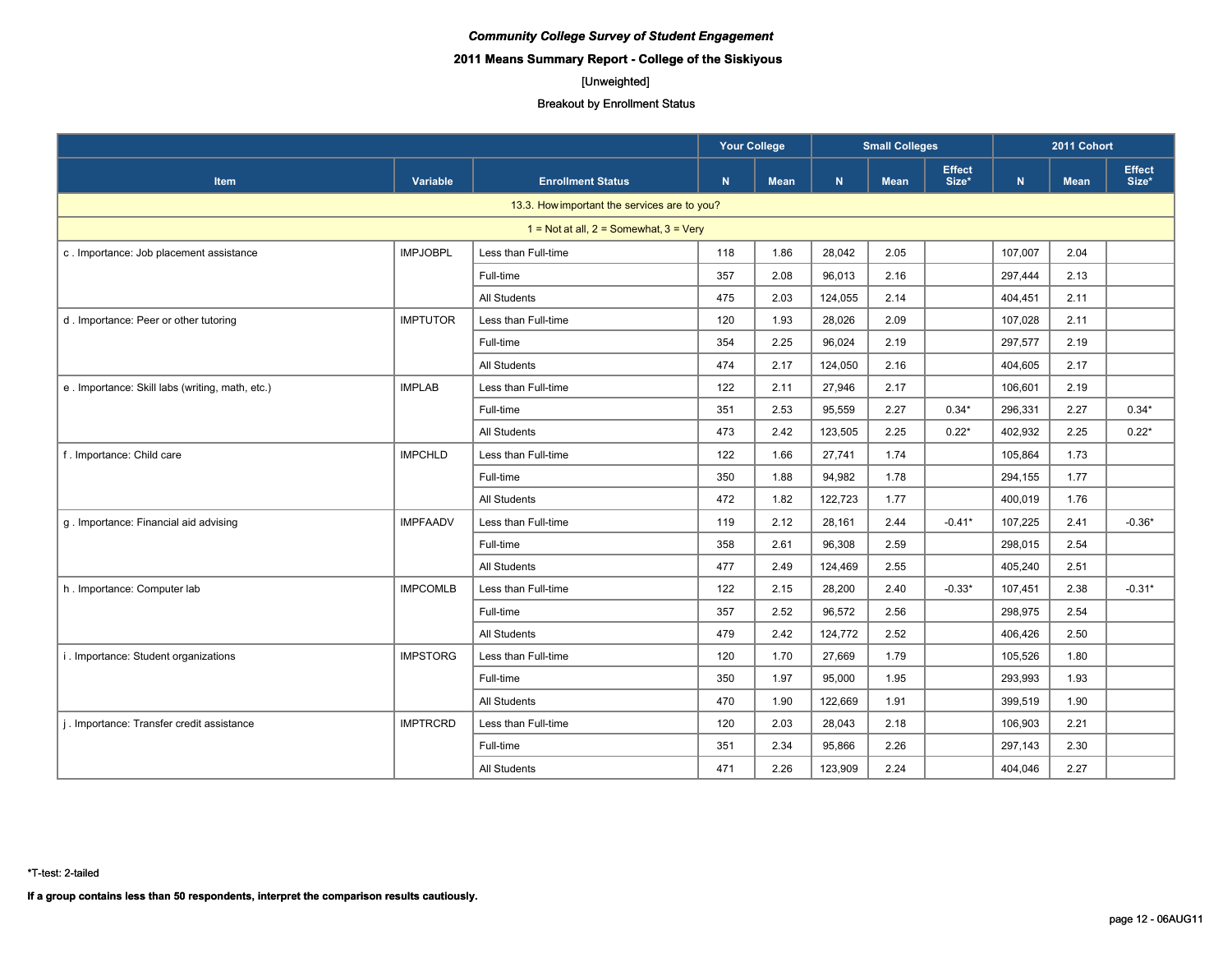*Community College Survey of Student Engagement*

**2011 Means Summary Report - College of the Siskiyous**

[Unweighted]

Breakout by Enrollment Status

| Item | Variable | Enrollment Status | Your College | | Small Colleges | | | 2011 Cohort | | |
|---|---|---|---|---|---|---|---|---|---|---|
| | | | N | Mean | N | Mean | Effect Size* | N | Mean | Effect Size* |
| 13.3. How important the services are to you? | | | | | | | | | | |
| 1 = Not at all, 2 = Somewhat, 3 = Very | | | | | | | | | | |
| c . Importance: Job placement assistance | IMPJOBPL | Less than Full-time | 118 | 1.86 | 28,042 | 2.05 | | 107,007 | 2.04 | |
| | | Full-time | 357 | 2.08 | 96,013 | 2.16 | | 297,444 | 2.13 | |
| | | All Students | 475 | 2.03 | 124,055 | 2.14 | | 404,451 | 2.11 | |
| d . Importance: Peer or other tutoring | IMPTUTOR | Less than Full-time | 120 | 1.93 | 28,026 | 2.09 | | 107,028 | 2.11 | |
| | | Full-time | 354 | 2.25 | 96,024 | 2.19 | | 297,577 | 2.19 | |
| | | All Students | 474 | 2.17 | 124,050 | 2.16 | | 404,605 | 2.17 | |
| e . Importance: Skill labs (writing, math, etc.) | IMPLAB | Less than Full-time | 122 | 2.11 | 27,946 | 2.17 | | 106,601 | 2.19 | |
| | | Full-time | 351 | 2.53 | 95,559 | 2.27 | 0.34* | 296,331 | 2.27 | 0.34* |
| | | All Students | 473 | 2.42 | 123,505 | 2.25 | 0.22* | 402,932 | 2.25 | 0.22* |
| f . Importance: Child care | IMPCHLD | Less than Full-time | 122 | 1.66 | 27,741 | 1.74 | | 105,864 | 1.73 | |
| | | Full-time | 350 | 1.88 | 94,982 | 1.78 | | 294,155 | 1.77 | |
| | | All Students | 472 | 1.82 | 122,723 | 1.77 | | 400,019 | 1.76 | |
| g . Importance: Financial aid advising | IMPFAADV | Less than Full-time | 119 | 2.12 | 28,161 | 2.44 | -0.41* | 107,225 | 2.41 | -0.36* |
| | | Full-time | 358 | 2.61 | 96,308 | 2.59 | | 298,015 | 2.54 | |
| | | All Students | 477 | 2.49 | 124,469 | 2.55 | | 405,240 | 2.51 | |
| h . Importance: Computer lab | IMPCOMLB | Less than Full-time | 122 | 2.15 | 28,200 | 2.40 | -0.33* | 107,451 | 2.38 | -0.31* |
| | | Full-time | 357 | 2.52 | 96,572 | 2.56 | | 298,975 | 2.54 | |
| | | All Students | 479 | 2.42 | 124,772 | 2.52 | | 406,426 | 2.50 | |
| i . Importance: Student organizations | IMPSTORG | Less than Full-time | 120 | 1.70 | 27,669 | 1.79 | | 105,526 | 1.80 | |
| | | Full-time | 350 | 1.97 | 95,000 | 1.95 | | 293,993 | 1.93 | |
| | | All Students | 470 | 1.90 | 122,669 | 1.91 | | 399,519 | 1.90 | |
| j . Importance: Transfer credit assistance | IMPTRCRD | Less than Full-time | 120 | 2.03 | 28,043 | 2.18 | | 106,903 | 2.21 | |
| | | Full-time | 351 | 2.34 | 95,866 | 2.26 | | 297,143 | 2.30 | |
| | | All Students | 471 | 2.26 | 123,909 | 2.24 | | 404,046 | 2.27 | |

*T-test: 2-tailed

**If a group contains less than 50 respondents, interpret the comparison results cautiously.**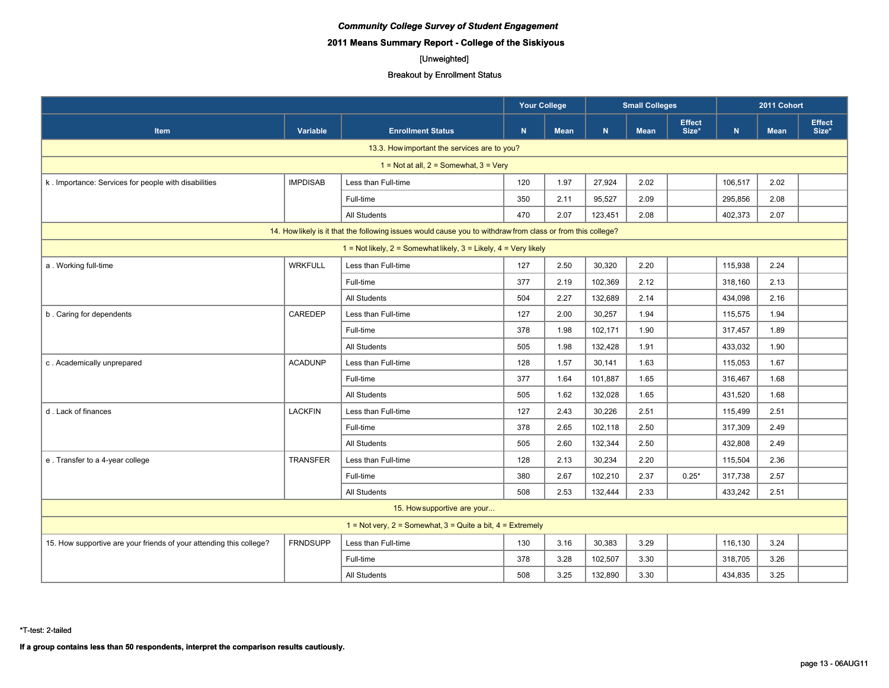*Community College Survey of Student Engagement*

**2011 Means Summary Report - College of the Siskiyous**

[Unweighted]

Breakout by Enrollment Status

| Item | Variable | Enrollment Status | Your College | | Small Colleges | | | 2011 Cohort | | |
|---|---|---|---|---|---|---|---|---|---|---|
| | | | N | Mean | N | Mean | Effect Size* | N | Mean | Effect Size* |
| 13.3. How important the services are to you? | | | | | | | | | | |
| 1 = Not at all, 2 = Somewhat, 3 = Very | | | | | | | | | | |
| k . Importance: Services for people with disabilities | IMPDISAB | Less than Full-time | 120 | 1.97 | 27,924 | 2.02 | | 106,517 | 2.02 | |
| | | Full-time | 350 | 2.11 | 95,527 | 2.09 | | 295,856 | 2.08 | |
| | | All Students | 470 | 2.07 | 123,451 | 2.08 | | 402,373 | 2.07 | |
| 14. How likely is it that the following issues would cause you to withdraw from class or from this college? | | | | | | | | | | |
| 1 = Not likely, 2 = Somewhat likely, 3 = Likely, 4 = Very likely | | | | | | | | | | |
| a . Working full-time | WRKFULL | Less than Full-time | 127 | 2.50 | 30,320 | 2.20 | | 115,938 | 2.24 | |
| | | Full-time | 377 | 2.19 | 102,369 | 2.12 | | 318,160 | 2.13 | |
| | | All Students | 504 | 2.27 | 132,689 | 2.14 | | 434,098 | 2.16 | |
| b . Caring for dependents | CAREDEP | Less than Full-time | 127 | 2.00 | 30,257 | 1.94 | | 115,575 | 1.94 | |
| | | Full-time | 378 | 1.98 | 102,171 | 1.90 | | 317,457 | 1.89 | |
| | | All Students | 505 | 1.98 | 132,428 | 1.91 | | 433,032 | 1.90 | |
| c . Academically unprepared | ACADUNP | Less than Full-time | 128 | 1.57 | 30,141 | 1.63 | | 115,053 | 1.67 | |
| | | Full-time | 377 | 1.64 | 101,887 | 1.65 | | 316,467 | 1.68 | |
| | | All Students | 505 | 1.62 | 132,028 | 1.65 | | 431,520 | 1.68 | |
| d . Lack of finances | LACKFIN | Less than Full-time | 127 | 2.43 | 30,226 | 2.51 | | 115,499 | 2.51 | |
| | | Full-time | 378 | 2.65 | 102,118 | 2.50 | | 317,309 | 2.49 | |
| | | All Students | 505 | 2.60 | 132,344 | 2.50 | | 432,808 | 2.49 | |
| e . Transfer to a 4-year college | TRANSFER | Less than Full-time | 128 | 2.13 | 30,234 | 2.20 | | 115,504 | 2.36 | |
| | | Full-time | 380 | 2.67 | 102,210 | 2.37 | 0.25* | 317,738 | 2.57 | |
| | | All Students | 508 | 2.53 | 132,444 | 2.33 | | 433,242 | 2.51 | |
| 15. How supportive are your... | | | | | | | | | | |
| 1 = Not very, 2 = Somewhat, 3 = Quite a bit, 4 = Extremely | | | | | | | | | | |
| 15. How supportive are your friends of your attending this college? | FRNDSUPP | Less than Full-time | 130 | 3.16 | 30,383 | 3.29 | | 116,130 | 3.24 | |
| | | Full-time | 378 | 3.28 | 102,507 | 3.30 | | 318,705 | 3.26 | |
| | | All Students | 508 | 3.25 | 132,890 | 3.30 | | 434,835 | 3.25 | |

*T-test: 2-tailed

**If a group contains less than 50 respondents, interpret the comparison results cautiously.**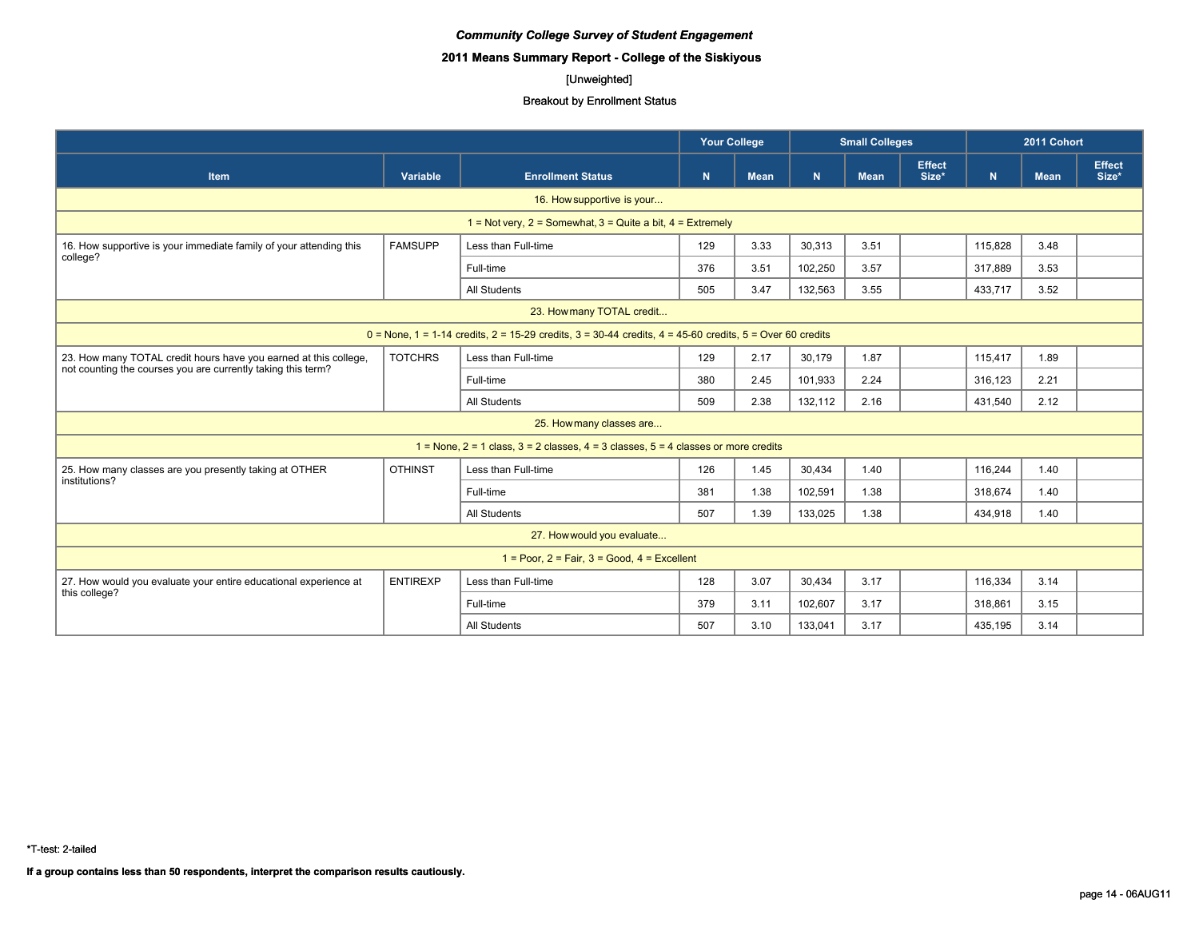*Community College Survey of Student Engagement*

**2011 Means Summary Report - College of the Siskiyous**

[Unweighted]

Breakout by Enrollment Status

| Item | Variable | Enrollment Status | Your College | | Small Colleges | | | 2011 Cohort | | |
|---|---|---|---|---|---|---|---|---|---|---|
| | | | N | Mean | N | Mean | Effect Size* | N | Mean | Effect Size* |
| 16. How supportive is your... | | | | | | | | | | |
| 1 = Not very, 2 = Somewhat, 3 = Quite a bit, 4 = Extremely | | | | | | | | | | |
| 16. How supportive is your immediate family of your attending this college? | FAMSUPP | Less than Full-time | 129 | 3.33 | 30,313 | 3.51 | | 115,828 | 3.48 | |
| | | Full-time | 376 | 3.51 | 102,250 | 3.57 | | 317,889 | 3.53 | |
| | | All Students | 505 | 3.47 | 132,563 | 3.55 | | 433,717 | 3.52 | |
| 23. How many TOTAL credit... | | | | | | | | | | |
| 0 = None, 1 = 1-14 credits, 2 = 15-29 credits, 3 = 30-44 credits, 4 = 45-60 credits, 5 = Over 60 credits | | | | | | | | | | |
| 23. How many TOTAL credit hours have you earned at this college, not counting the courses you are currently taking this term? | TOTCHRS | Less than Full-time | 129 | 2.17 | 30,179 | 1.87 | | 115,417 | 1.89 | |
| | | Full-time | 380 | 2.45 | 101,933 | 2.24 | | 316,123 | 2.21 | |
| | | All Students | 509 | 2.38 | 132,112 | 2.16 | | 431,540 | 2.12 | |
| 25. How many classes are... | | | | | | | | | | |
| 1 = None, 2 = 1 class, 3 = 2 classes, 4 = 3 classes, 5 = 4 classes or more credits | | | | | | | | | | |
| 25. How many classes are you presently taking at OTHER institutions? | OTHINST | Less than Full-time | 126 | 1.45 | 30,434 | 1.40 | | 116,244 | 1.40 | |
| | | Full-time | 381 | 1.38 | 102,591 | 1.38 | | 318,674 | 1.40 | |
| | | All Students | 507 | 1.39 | 133,025 | 1.38 | | 434,918 | 1.40 | |
| 27. How would you evaluate... | | | | | | | | | | |
| 1 = Poor, 2 = Fair, 3 = Good, 4 = Excellent | | | | | | | | | | |
| 27. How would you evaluate your entire educational experience at this college? | ENTIREXP | Less than Full-time | 128 | 3.07 | 30,434 | 3.17 | | 116,334 | 3.14 | |
| | | Full-time | 379 | 3.11 | 102,607 | 3.17 | | 318,861 | 3.15 | |
| | | All Students | 507 | 3.10 | 133,041 | 3.17 | | 435,195 | 3.14 | |

*T-test: 2-tailed

**If a group contains less than 50 respondents, interpret the comparison results cautiously.**